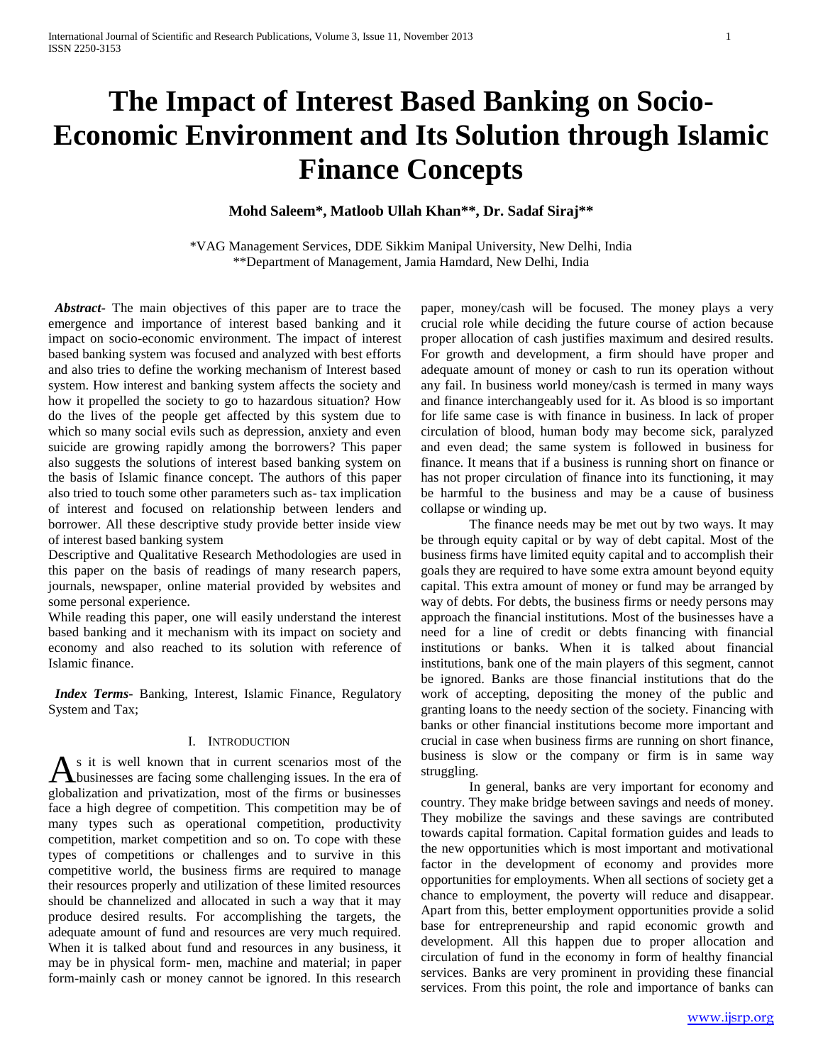# The Impact of Interest Based Banking on Socio-Economic Environment and Its Solution through Islamic Finance Concepts

**Mohd Saleem\*, Matloob Ullah Khan\*\*, Dr. Sadaf Siraj\*\***

\*VAG Management Services, DDE Sikkim Manipal University, New Delhi, India
\*\*Department of Management, Jamia Hamdard, New Delhi, India

***Abstract-*** The main objectives of this paper are to trace the emergence and importance of interest based banking and it impact on socio-economic environment. The impact of interest based banking system was focused and analyzed with best efforts and also tries to define the working mechanism of Interest based system. How interest and banking system affects the society and how it propelled the society to go to hazardous situation? How do the lives of the people get affected by this system due to which so many social evils such as depression, anxiety and even suicide are growing rapidly among the borrowers? This paper also suggests the solutions of interest based banking system on the basis of Islamic finance concept. The authors of this paper also tried to touch some other parameters such as- tax implication of interest and focused on relationship between lenders and borrower. All these descriptive study provide better inside view of interest based banking system

Descriptive and Qualitative Research Methodologies are used in this paper on the basis of readings of many research papers, journals, newspaper, online material provided by websites and some personal experience.

While reading this paper, one will easily understand the interest based banking and it mechanism with its impact on society and economy and also reached to its solution with reference of Islamic finance.

***Index Terms-*** Banking, Interest, Islamic Finance, Regulatory System and Tax;

## I. Introduction

As it is well known that in current scenarios most of the businesses are facing some challenging issues. In the era of globalization and privatization, most of the firms or businesses face a high degree of competition. This competition may be of many types such as operational competition, productivity competition, market competition and so on. To cope with these types of competitions or challenges and to survive in this competitive world, the business firms are required to manage their resources properly and utilization of these limited resources should be channelized and allocated in such a way that it may produce desired results. For accomplishing the targets, the adequate amount of fund and resources are very much required. When it is talked about fund and resources in any business, it may be in physical form- men, machine and material; in paper form-mainly cash or money cannot be ignored. In this research paper, money/cash will be focused. The money plays a very crucial role while deciding the future course of action because proper allocation of cash justifies maximum and desired results. For growth and development, a firm should have proper and adequate amount of money or cash to run its operation without any fail. In business world money/cash is termed in many ways and finance interchangeably used for it. As blood is so important for life same case is with finance in business. In lack of proper circulation of blood, human body may become sick, paralyzed and even dead; the same system is followed in business for finance. It means that if a business is running short on finance or has not proper circulation of finance into its functioning, it may be harmful to the business and may be a cause of business collapse or winding up.

The finance needs may be met out by two ways. It may be through equity capital or by way of debt capital. Most of the business firms have limited equity capital and to accomplish their goals they are required to have some extra amount beyond equity capital. This extra amount of money or fund may be arranged by way of debts. For debts, the business firms or needy persons may approach the financial institutions. Most of the businesses have a need for a line of credit or debts financing with financial institutions or banks. When it is talked about financial institutions, bank one of the main players of this segment, cannot be ignored. Banks are those financial institutions that do the work of accepting, depositing the money of the public and granting loans to the needy section of the society. Financing with banks or other financial institutions become more important and crucial in case when business firms are running on short finance, business is slow or the company or firm is in same way struggling.

In general, banks are very important for economy and country. They make bridge between savings and needs of money. They mobilize the savings and these savings are contributed towards capital formation. Capital formation guides and leads to the new opportunities which is most important and motivational factor in the development of economy and provides more opportunities for employments. When all sections of society get a chance to employment, the poverty will reduce and disappear. Apart from this, better employment opportunities provide a solid base for entrepreneurship and rapid economic growth and development. All this happen due to proper allocation and circulation of fund in the economy in form of healthy financial services. Banks are very prominent in providing these financial services. From this point, the role and importance of banks can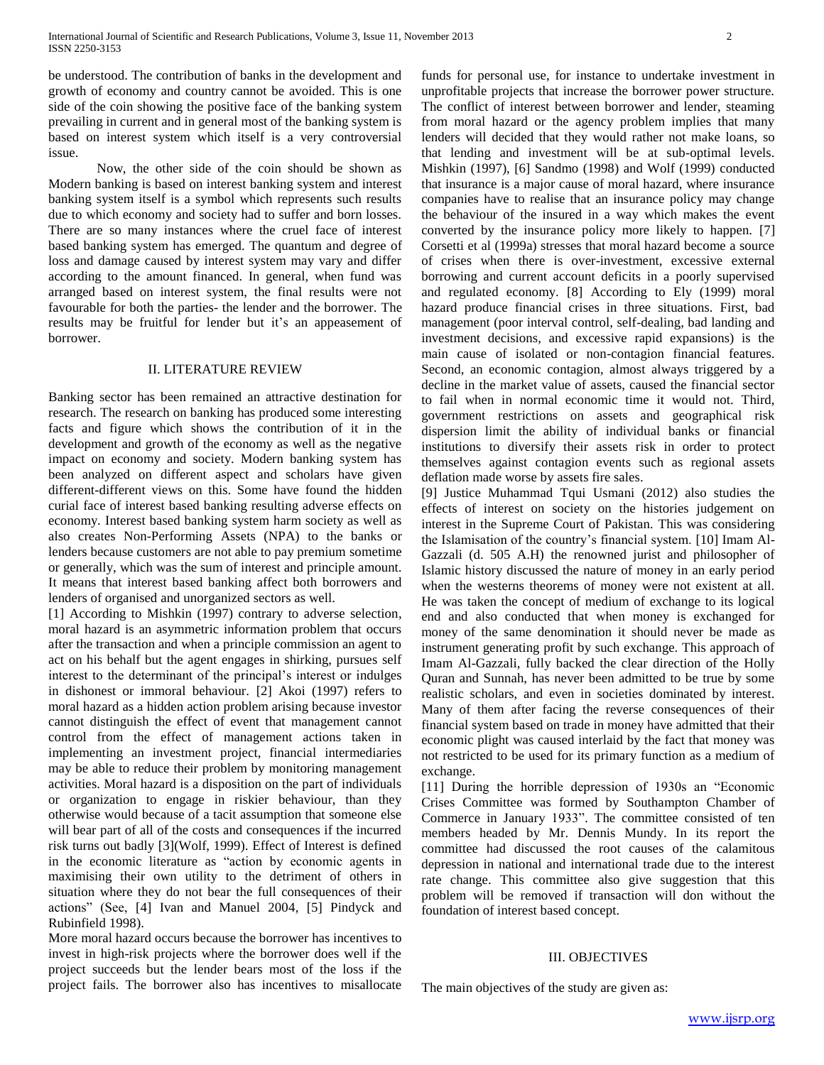be understood. The contribution of banks in the development and growth of economy and country cannot be avoided. This is one side of the coin showing the positive face of the banking system prevailing in current and in general most of the banking system is based on interest system which itself is a very controversial issue.

Now, the other side of the coin should be shown as Modern banking is based on interest banking system and interest banking system itself is a symbol which represents such results due to which economy and society had to suffer and born losses. There are so many instances where the cruel face of interest based banking system has emerged. The quantum and degree of loss and damage caused by interest system may vary and differ according to the amount financed. In general, when fund was arranged based on interest system, the final results were not favourable for both the parties- the lender and the borrower. The results may be fruitful for lender but it's an appeasement of borrower.

## II. LITERATURE REVIEW

Banking sector has been remained an attractive destination for research. The research on banking has produced some interesting facts and figure which shows the contribution of it in the development and growth of the economy as well as the negative impact on economy and society. Modern banking system has been analyzed on different aspect and scholars have given different-different views on this. Some have found the hidden curial face of interest based banking resulting adverse effects on economy. Interest based banking system harm society as well as also creates Non-Performing Assets (NPA) to the banks or lenders because customers are not able to pay premium sometime or generally, which was the sum of interest and principle amount. It means that interest based banking affect both borrowers and lenders of organised and unorganized sectors as well.

[1] According to Mishkin (1997) contrary to adverse selection, moral hazard is an asymmetric information problem that occurs after the transaction and when a principle commission an agent to act on his behalf but the agent engages in shirking, pursues self interest to the determinant of the principal's interest or indulges in dishonest or immoral behaviour. [2] Akoi (1997) refers to moral hazard as a hidden action problem arising because investor cannot distinguish the effect of event that management cannot control from the effect of management actions taken in implementing an investment project, financial intermediaries may be able to reduce their problem by monitoring management activities. Moral hazard is a disposition on the part of individuals or organization to engage in riskier behaviour, than they otherwise would because of a tacit assumption that someone else will bear part of all of the costs and consequences if the incurred risk turns out badly [3](Wolf, 1999). Effect of Interest is defined in the economic literature as "action by economic agents in maximising their own utility to the detriment of others in situation where they do not bear the full consequences of their actions" (See, [4] Ivan and Manuel 2004, [5] Pindyck and Rubinfield 1998).

More moral hazard occurs because the borrower has incentives to invest in high-risk projects where the borrower does well if the project succeeds but the lender bears most of the loss if the project fails. The borrower also has incentives to misallocate funds for personal use, for instance to undertake investment in unprofitable projects that increase the borrower power structure. The conflict of interest between borrower and lender, steaming from moral hazard or the agency problem implies that many lenders will decided that they would rather not make loans, so that lending and investment will be at sub-optimal levels. Mishkin (1997), [6] Sandmo (1998) and Wolf (1999) conducted that insurance is a major cause of moral hazard, where insurance companies have to realise that an insurance policy may change the behaviour of the insured in a way which makes the event converted by the insurance policy more likely to happen. [7] Corsetti et al (1999a) stresses that moral hazard become a source of crises when there is over-investment, excessive external borrowing and current account deficits in a poorly supervised and regulated economy. [8] According to Ely (1999) moral hazard produce financial crises in three situations. First, bad management (poor interval control, self-dealing, bad landing and investment decisions, and excessive rapid expansions) is the main cause of isolated or non-contagion financial features. Second, an economic contagion, almost always triggered by a decline in the market value of assets, caused the financial sector to fail when in normal economic time it would not. Third, government restrictions on assets and geographical risk dispersion limit the ability of individual banks or financial institutions to diversify their assets risk in order to protect themselves against contagion events such as regional assets deflation made worse by assets fire sales.

[9] Justice Muhammad Tqui Usmani (2012) also studies the effects of interest on society on the histories judgement on interest in the Supreme Court of Pakistan. This was considering the Islamisation of the country's financial system. [10] Imam Al-Gazzali (d. 505 A.H) the renowned jurist and philosopher of Islamic history discussed the nature of money in an early period when the westerns theorems of money were not existent at all. He was taken the concept of medium of exchange to its logical end and also conducted that when money is exchanged for money of the same denomination it should never be made as instrument generating profit by such exchange. This approach of Imam Al-Gazzali, fully backed the clear direction of the Holly Quran and Sunnah, has never been admitted to be true by some realistic scholars, and even in societies dominated by interest. Many of them after facing the reverse consequences of their financial system based on trade in money have admitted that their economic plight was caused interlaid by the fact that money was not restricted to be used for its primary function as a medium of exchange.

[11] During the horrible depression of 1930s an "Economic Crises Committee was formed by Southampton Chamber of Commerce in January 1933". The committee consisted of ten members headed by Mr. Dennis Mundy. In its report the committee had discussed the root causes of the calamitous depression in national and international trade due to the interest rate change. This committee also give suggestion that this problem will be removed if transaction will don without the foundation of interest based concept.

## III. OBJECTIVES

The main objectives of the study are given as: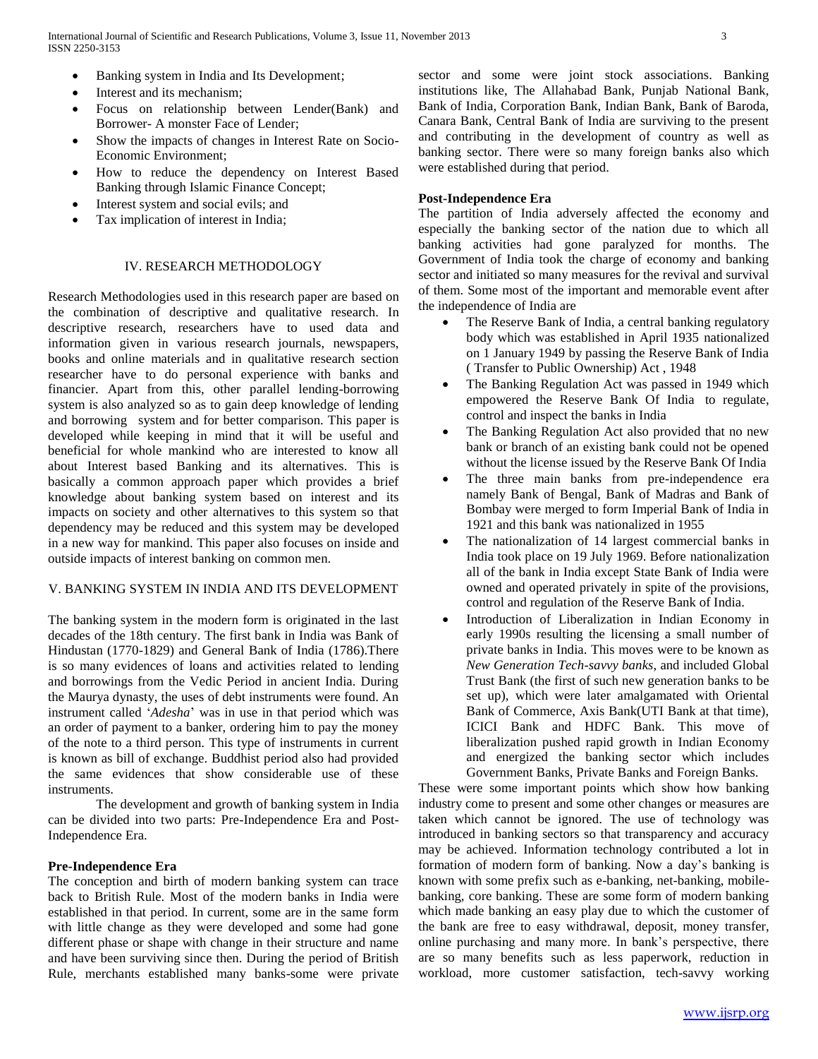- Banking system in India and Its Development;
- Interest and its mechanism;
- Focus on relationship between Lender(Bank) and Borrower- A monster Face of Lender;
- Show the impacts of changes in Interest Rate on Socio-Economic Environment;
- How to reduce the dependency on Interest Based Banking through Islamic Finance Concept;
- Interest system and social evils; and
- Tax implication of interest in India;

## IV. RESEARCH METHODOLOGY

Research Methodologies used in this research paper are based on the combination of descriptive and qualitative research. In descriptive research, researchers have to used data and information given in various research journals, newspapers, books and online materials and in qualitative research section researcher have to do personal experience with banks and financier. Apart from this, other parallel lending-borrowing system is also analyzed so as to gain deep knowledge of lending and borrowing system and for better comparison. This paper is developed while keeping in mind that it will be useful and beneficial for whole mankind who are interested to know all about Interest based Banking and its alternatives. This is basically a common approach paper which provides a brief knowledge about banking system based on interest and its impacts on society and other alternatives to this system so that dependency may be reduced and this system may be developed in a new way for mankind. This paper also focuses on inside and outside impacts of interest banking on common men.

## V. BANKING SYSTEM IN INDIA AND ITS DEVELOPMENT

The banking system in the modern form is originated in the last decades of the 18th century. The first bank in India was Bank of Hindustan (1770-1829) and General Bank of India (1786).There is so many evidences of loans and activities related to lending and borrowings from the Vedic Period in ancient India. During the Maurya dynasty, the uses of debt instruments were found. An instrument called '*Adesha*' was in use in that period which was an order of payment to a banker, ordering him to pay the money of the note to a third person. This type of instruments in current is known as bill of exchange. Buddhist period also had provided the same evidences that show considerable use of these instruments.

The development and growth of banking system in India can be divided into two parts: Pre-Independence Era and Post-Independence Era.

### Pre-Independence Era

The conception and birth of modern banking system can trace back to British Rule. Most of the modern banks in India were established in that period. In current, some are in the same form with little change as they were developed and some had gone different phase or shape with change in their structure and name and have been surviving since then. During the period of British Rule, merchants established many banks-some were private sector and some were joint stock associations. Banking institutions like, The Allahabad Bank, Punjab National Bank, Bank of India, Corporation Bank, Indian Bank, Bank of Baroda, Canara Bank, Central Bank of India are surviving to the present and contributing in the development of country as well as banking sector. There were so many foreign banks also which were established during that period.

### Post-Independence Era

The partition of India adversely affected the economy and especially the banking sector of the nation due to which all banking activities had gone paralyzed for months. The Government of India took the charge of economy and banking sector and initiated so many measures for the revival and survival of them. Some most of the important and memorable event after the independence of India are

- The Reserve Bank of India, a central banking regulatory body which was established in April 1935 nationalized on 1 January 1949 by passing the Reserve Bank of India ( Transfer to Public Ownership) Act , 1948
- The Banking Regulation Act was passed in 1949 which empowered the Reserve Bank Of India to regulate, control and inspect the banks in India
- The Banking Regulation Act also provided that no new bank or branch of an existing bank could not be opened without the license issued by the Reserve Bank Of India
- The three main banks from pre-independence era namely Bank of Bengal, Bank of Madras and Bank of Bombay were merged to form Imperial Bank of India in 1921 and this bank was nationalized in 1955
- The nationalization of 14 largest commercial banks in India took place on 19 July 1969. Before nationalization all of the bank in India except State Bank of India were owned and operated privately in spite of the provisions, control and regulation of the Reserve Bank of India.
- Introduction of Liberalization in Indian Economy in early 1990s resulting the licensing a small number of private banks in India. This moves were to be known as *New Generation Tech-savvy banks*, and included Global Trust Bank (the first of such new generation banks to be set up), which were later amalgamated with Oriental Bank of Commerce, Axis Bank(UTI Bank at that time), ICICI Bank and HDFC Bank. This move of liberalization pushed rapid growth in Indian Economy and energized the banking sector which includes Government Banks, Private Banks and Foreign Banks.

These were some important points which show how banking industry come to present and some other changes or measures are taken which cannot be ignored. The use of technology was introduced in banking sectors so that transparency and accuracy may be achieved. Information technology contributed a lot in formation of modern form of banking. Now a day's banking is known with some prefix such as e-banking, net-banking, mobile-banking, core banking. These are some form of modern banking which made banking an easy play due to which the customer of the bank are free to easy withdrawal, deposit, money transfer, online purchasing and many more. In bank's perspective, there are so many benefits such as less paperwork, reduction in workload, more customer satisfaction, tech-savvy working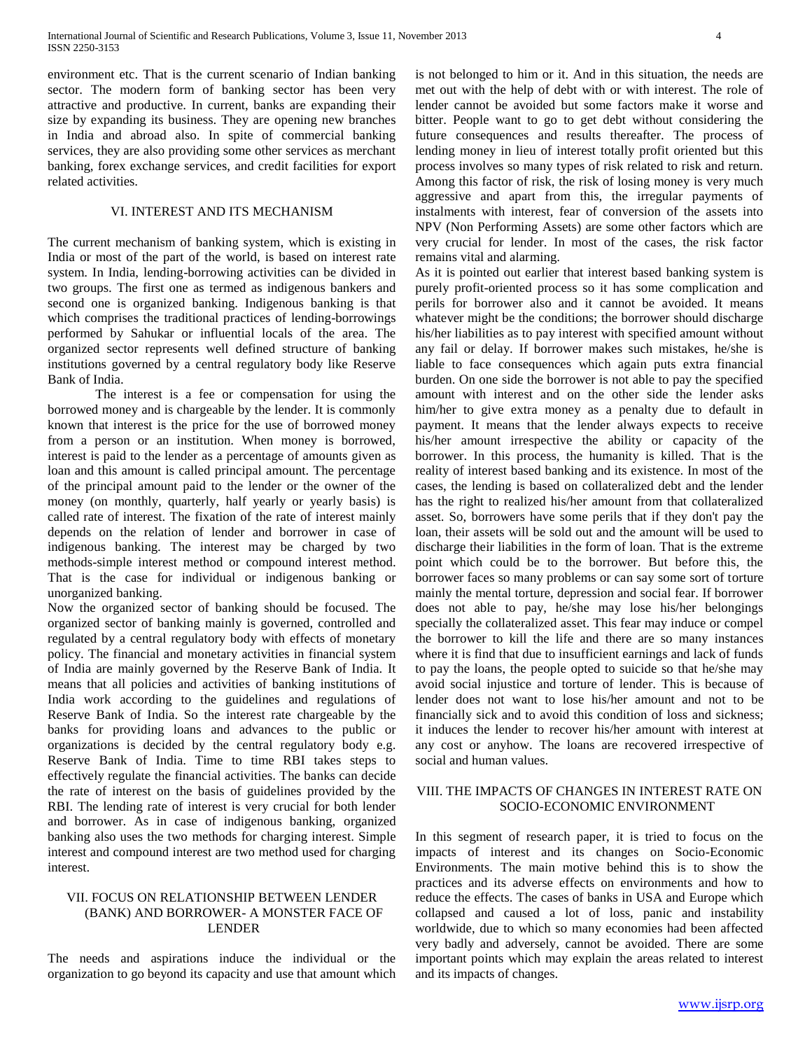environment etc. That is the current scenario of Indian banking sector. The modern form of banking sector has been very attractive and productive. In current, banks are expanding their size by expanding its business. They are opening new branches in India and abroad also. In spite of commercial banking services, they are also providing some other services as merchant banking, forex exchange services, and credit facilities for export related activities.

## VI. INTEREST AND ITS MECHANISM

The current mechanism of banking system, which is existing in India or most of the part of the world, is based on interest rate system. In India, lending-borrowing activities can be divided in two groups. The first one as termed as indigenous bankers and second one is organized banking. Indigenous banking is that which comprises the traditional practices of lending-borrowings performed by Sahukar or influential locals of the area. The organized sector represents well defined structure of banking institutions governed by a central regulatory body like Reserve Bank of India.

The interest is a fee or compensation for using the borrowed money and is chargeable by the lender. It is commonly known that interest is the price for the use of borrowed money from a person or an institution. When money is borrowed, interest is paid to the lender as a percentage of amounts given as loan and this amount is called principal amount. The percentage of the principal amount paid to the lender or the owner of the money (on monthly, quarterly, half yearly or yearly basis) is called rate of interest. The fixation of the rate of interest mainly depends on the relation of lender and borrower in case of indigenous banking. The interest may be charged by two methods-simple interest method or compound interest method. That is the case for individual or indigenous banking or unorganized banking.

Now the organized sector of banking should be focused. The organized sector of banking mainly is governed, controlled and regulated by a central regulatory body with effects of monetary policy. The financial and monetary activities in financial system of India are mainly governed by the Reserve Bank of India. It means that all policies and activities of banking institutions of India work according to the guidelines and regulations of Reserve Bank of India. So the interest rate chargeable by the banks for providing loans and advances to the public or organizations is decided by the central regulatory body e.g. Reserve Bank of India. Time to time RBI takes steps to effectively regulate the financial activities. The banks can decide the rate of interest on the basis of guidelines provided by the RBI. The lending rate of interest is very crucial for both lender and borrower. As in case of indigenous banking, organized banking also uses the two methods for charging interest. Simple interest and compound interest are two method used for charging interest.

## VII. FOCUS ON RELATIONSHIP BETWEEN LENDER (BANK) AND BORROWER- A MONSTER FACE OF LENDER

The needs and aspirations induce the individual or the organization to go beyond its capacity and use that amount which is not belonged to him or it. And in this situation, the needs are met out with the help of debt with or with interest. The role of lender cannot be avoided but some factors make it worse and bitter. People want to go to get debt without considering the future consequences and results thereafter. The process of lending money in lieu of interest totally profit oriented but this process involves so many types of risk related to risk and return. Among this factor of risk, the risk of losing money is very much aggressive and apart from this, the irregular payments of instalments with interest, fear of conversion of the assets into NPV (Non Performing Assets) are some other factors which are very crucial for lender. In most of the cases, the risk factor remains vital and alarming.

As it is pointed out earlier that interest based banking system is purely profit-oriented process so it has some complication and perils for borrower also and it cannot be avoided. It means whatever might be the conditions; the borrower should discharge his/her liabilities as to pay interest with specified amount without any fail or delay. If borrower makes such mistakes, he/she is liable to face consequences which again puts extra financial burden. On one side the borrower is not able to pay the specified amount with interest and on the other side the lender asks him/her to give extra money as a penalty due to default in payment. It means that the lender always expects to receive his/her amount irrespective the ability or capacity of the borrower. In this process, the humanity is killed. That is the reality of interest based banking and its existence. In most of the cases, the lending is based on collateralized debt and the lender has the right to realized his/her amount from that collateralized asset. So, borrowers have some perils that if they don't pay the loan, their assets will be sold out and the amount will be used to discharge their liabilities in the form of loan. That is the extreme point which could be to the borrower. But before this, the borrower faces so many problems or can say some sort of torture mainly the mental torture, depression and social fear. If borrower does not able to pay, he/she may lose his/her belongings specially the collateralized asset. This fear may induce or compel the borrower to kill the life and there are so many instances where it is find that due to insufficient earnings and lack of funds to pay the loans, the people opted to suicide so that he/she may avoid social injustice and torture of lender. This is because of lender does not want to lose his/her amount and not to be financially sick and to avoid this condition of loss and sickness; it induces the lender to recover his/her amount with interest at any cost or anyhow. The loans are recovered irrespective of social and human values.

## VIII. THE IMPACTS OF CHANGES IN INTEREST RATE ON SOCIO-ECONOMIC ENVIRONMENT

In this segment of research paper, it is tried to focus on the impacts of interest and its changes on Socio-Economic Environments. The main motive behind this is to show the practices and its adverse effects on environments and how to reduce the effects. The cases of banks in USA and Europe which collapsed and caused a lot of loss, panic and instability worldwide, due to which so many economies had been affected very badly and adversely, cannot be avoided. There are some important points which may explain the areas related to interest and its impacts of changes.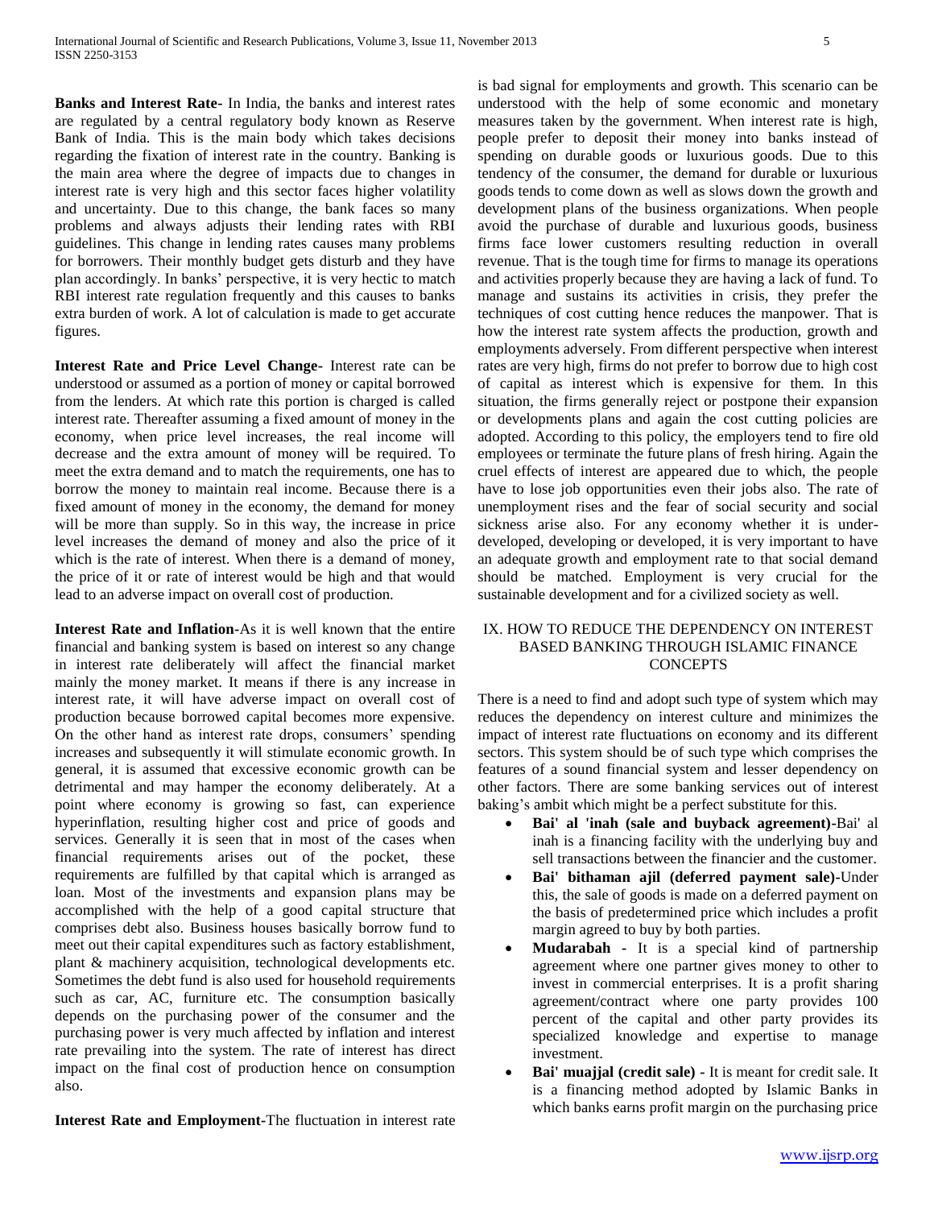**Banks and Interest Rate-** In India, the banks and interest rates are regulated by a central regulatory body known as Reserve Bank of India. This is the main body which takes decisions regarding the fixation of interest rate in the country. Banking is the main area where the degree of impacts due to changes in interest rate is very high and this sector faces higher volatility and uncertainty. Due to this change, the bank faces so many problems and always adjusts their lending rates with RBI guidelines. This change in lending rates causes many problems for borrowers. Their monthly budget gets disturb and they have plan accordingly. In banks' perspective, it is very hectic to match RBI interest rate regulation frequently and this causes to banks extra burden of work. A lot of calculation is made to get accurate figures.

**Interest Rate and Price Level Change-** Interest rate can be understood or assumed as a portion of money or capital borrowed from the lenders. At which rate this portion is charged is called interest rate. Thereafter assuming a fixed amount of money in the economy, when price level increases, the real income will decrease and the extra amount of money will be required. To meet the extra demand and to match the requirements, one has to borrow the money to maintain real income. Because there is a fixed amount of money in the economy, the demand for money will be more than supply. So in this way, the increase in price level increases the demand of money and also the price of it which is the rate of interest. When there is a demand of money, the price of it or rate of interest would be high and that would lead to an adverse impact on overall cost of production.

**Interest Rate and Inflation-**As it is well known that the entire financial and banking system is based on interest so any change in interest rate deliberately will affect the financial market mainly the money market. It means if there is any increase in interest rate, it will have adverse impact on overall cost of production because borrowed capital becomes more expensive. On the other hand as interest rate drops, consumers' spending increases and subsequently it will stimulate economic growth. In general, it is assumed that excessive economic growth can be detrimental and may hamper the economy deliberately. At a point where economy is growing so fast, can experience hyperinflation, resulting higher cost and price of goods and services. Generally it is seen that in most of the cases when financial requirements arises out of the pocket, these requirements are fulfilled by that capital which is arranged as loan. Most of the investments and expansion plans may be accomplished with the help of a good capital structure that comprises debt also. Business houses basically borrow fund to meet out their capital expenditures such as factory establishment, plant & machinery acquisition, technological developments etc. Sometimes the debt fund is also used for household requirements such as car, AC, furniture etc. The consumption basically depends on the purchasing power of the consumer and the purchasing power is very much affected by inflation and interest rate prevailing into the system. The rate of interest has direct impact on the final cost of production hence on consumption also.

**Interest Rate and Employment-**The fluctuation in interest rate is bad signal for employments and growth. This scenario can be understood with the help of some economic and monetary measures taken by the government. When interest rate is high, people prefer to deposit their money into banks instead of spending on durable goods or luxurious goods. Due to this tendency of the consumer, the demand for durable or luxurious goods tends to come down as well as slows down the growth and development plans of the business organizations. When people avoid the purchase of durable and luxurious goods, business firms face lower customers resulting reduction in overall revenue. That is the tough time for firms to manage its operations and activities properly because they are having a lack of fund. To manage and sustains its activities in crisis, they prefer the techniques of cost cutting hence reduces the manpower. That is how the interest rate system affects the production, growth and employments adversely. From different perspective when interest rates are very high, firms do not prefer to borrow due to high cost of capital as interest which is expensive for them. In this situation, the firms generally reject or postpone their expansion or developments plans and again the cost cutting policies are adopted. According to this policy, the employers tend to fire old employees or terminate the future plans of fresh hiring. Again the cruel effects of interest are appeared due to which, the people have to lose job opportunities even their jobs also. The rate of unemployment rises and the fear of social security and social sickness arise also. For any economy whether it is under-developed, developing or developed, it is very important to have an adequate growth and employment rate to that social demand should be matched. Employment is very crucial for the sustainable development and for a civilized society as well.

## IX. HOW TO REDUCE THE DEPENDENCY ON INTEREST BASED BANKING THROUGH ISLAMIC FINANCE CONCEPTS

There is a need to find and adopt such type of system which may reduces the dependency on interest culture and minimizes the impact of interest rate fluctuations on economy and its different sectors. This system should be of such type which comprises the features of a sound financial system and lesser dependency on other factors. There are some banking services out of interest baking's ambit which might be a perfect substitute for this.

- **Bai' al 'inah (sale and buyback agreement)-**Bai' al inah is a financing facility with the underlying buy and sell transactions between the financier and the customer.
- **Bai' bithaman ajil (deferred payment sale)-**Under this, the sale of goods is made on a deferred payment on the basis of predetermined price which includes a profit margin agreed to buy by both parties.
- **Mudarabah -** It is a special kind of partnership agreement where one partner gives money to other to invest in commercial enterprises. It is a profit sharing agreement/contract where one party provides 100 percent of the capital and other party provides its specialized knowledge and expertise to manage investment.
- **Bai' muajjal (credit sale) -** It is meant for credit sale. It is a financing method adopted by Islamic Banks in which banks earns profit margin on the purchasing price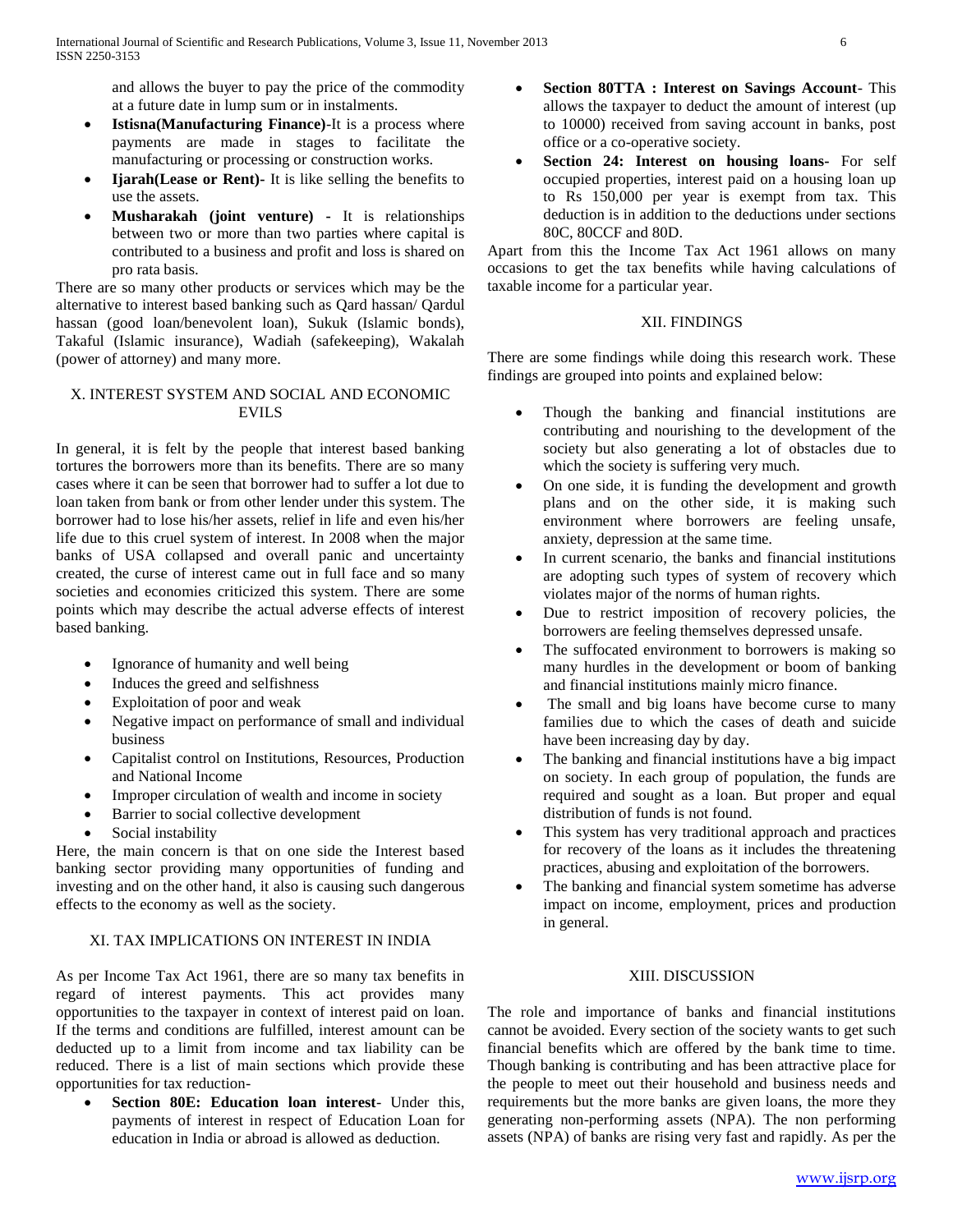and allows the buyer to pay the price of the commodity at a future date in lump sum or in instalments.

- **Istisna(Manufacturing Finance)**-It is a process where payments are made in stages to facilitate the manufacturing or processing or construction works.
- **Ijarah(Lease or Rent)**- It is like selling the benefits to use the assets.
- **Musharakah (joint venture) -** It is relationships between two or more than two parties where capital is contributed to a business and profit and loss is shared on pro rata basis.

There are so many other products or services which may be the alternative to interest based banking such as Qard hassan/ Qardul hassan (good loan/benevolent loan), Sukuk (Islamic bonds), Takaful (Islamic insurance), Wadiah (safekeeping), Wakalah (power of attorney) and many more.

## X. INTEREST SYSTEM AND SOCIAL AND ECONOMIC EVILS

In general, it is felt by the people that interest based banking tortures the borrowers more than its benefits. There are so many cases where it can be seen that borrower had to suffer a lot due to loan taken from bank or from other lender under this system. The borrower had to lose his/her assets, relief in life and even his/her life due to this cruel system of interest. In 2008 when the major banks of USA collapsed and overall panic and uncertainty created, the curse of interest came out in full face and so many societies and economies criticized this system. There are some points which may describe the actual adverse effects of interest based banking.

- Ignorance of humanity and well being
- Induces the greed and selfishness
- Exploitation of poor and weak
- Negative impact on performance of small and individual business
- Capitalist control on Institutions, Resources, Production and National Income
- Improper circulation of wealth and income in society
- Barrier to social collective development
- Social instability

Here, the main concern is that on one side the Interest based banking sector providing many opportunities of funding and investing and on the other hand, it also is causing such dangerous effects to the economy as well as the society.

## XI. TAX IMPLICATIONS ON INTEREST IN INDIA

As per Income Tax Act 1961, there are so many tax benefits in regard of interest payments. This act provides many opportunities to the taxpayer in context of interest paid on loan. If the terms and conditions are fulfilled, interest amount can be deducted up to a limit from income and tax liability can be reduced. There is a list of main sections which provide these opportunities for tax reduction-

- **Section 80E: Education loan interest**- Under this, payments of interest in respect of Education Loan for education in India or abroad is allowed as deduction.
- **Section 80TTA : Interest on Savings Account**- This allows the taxpayer to deduct the amount of interest (up to 10000) received from saving account in banks, post office or a co-operative society.
- **Section 24: Interest on housing loans-** For self occupied properties, interest paid on a housing loan up to Rs 150,000 per year is exempt from tax. This deduction is in addition to the deductions under sections 80C, 80CCF and 80D.

Apart from this the Income Tax Act 1961 allows on many occasions to get the tax benefits while having calculations of taxable income for a particular year.

## XII. FINDINGS

There are some findings while doing this research work. These findings are grouped into points and explained below:

- Though the banking and financial institutions are contributing and nourishing to the development of the society but also generating a lot of obstacles due to which the society is suffering very much.
- On one side, it is funding the development and growth plans and on the other side, it is making such environment where borrowers are feeling unsafe, anxiety, depression at the same time.
- In current scenario, the banks and financial institutions are adopting such types of system of recovery which violates major of the norms of human rights.
- Due to restrict imposition of recovery policies, the borrowers are feeling themselves depressed unsafe.
- The suffocated environment to borrowers is making so many hurdles in the development or boom of banking and financial institutions mainly micro finance.
- The small and big loans have become curse to many families due to which the cases of death and suicide have been increasing day by day.
- The banking and financial institutions have a big impact on society. In each group of population, the funds are required and sought as a loan. But proper and equal distribution of funds is not found.
- This system has very traditional approach and practices for recovery of the loans as it includes the threatening practices, abusing and exploitation of the borrowers.
- The banking and financial system sometime has adverse impact on income, employment, prices and production in general.

## XIII. DISCUSSION

The role and importance of banks and financial institutions cannot be avoided. Every section of the society wants to get such financial benefits which are offered by the bank time to time. Though banking is contributing and has been attractive place for the people to meet out their household and business needs and requirements but the more banks are given loans, the more they generating non-performing assets (NPA). The non performing assets (NPA) of banks are rising very fast and rapidly. As per the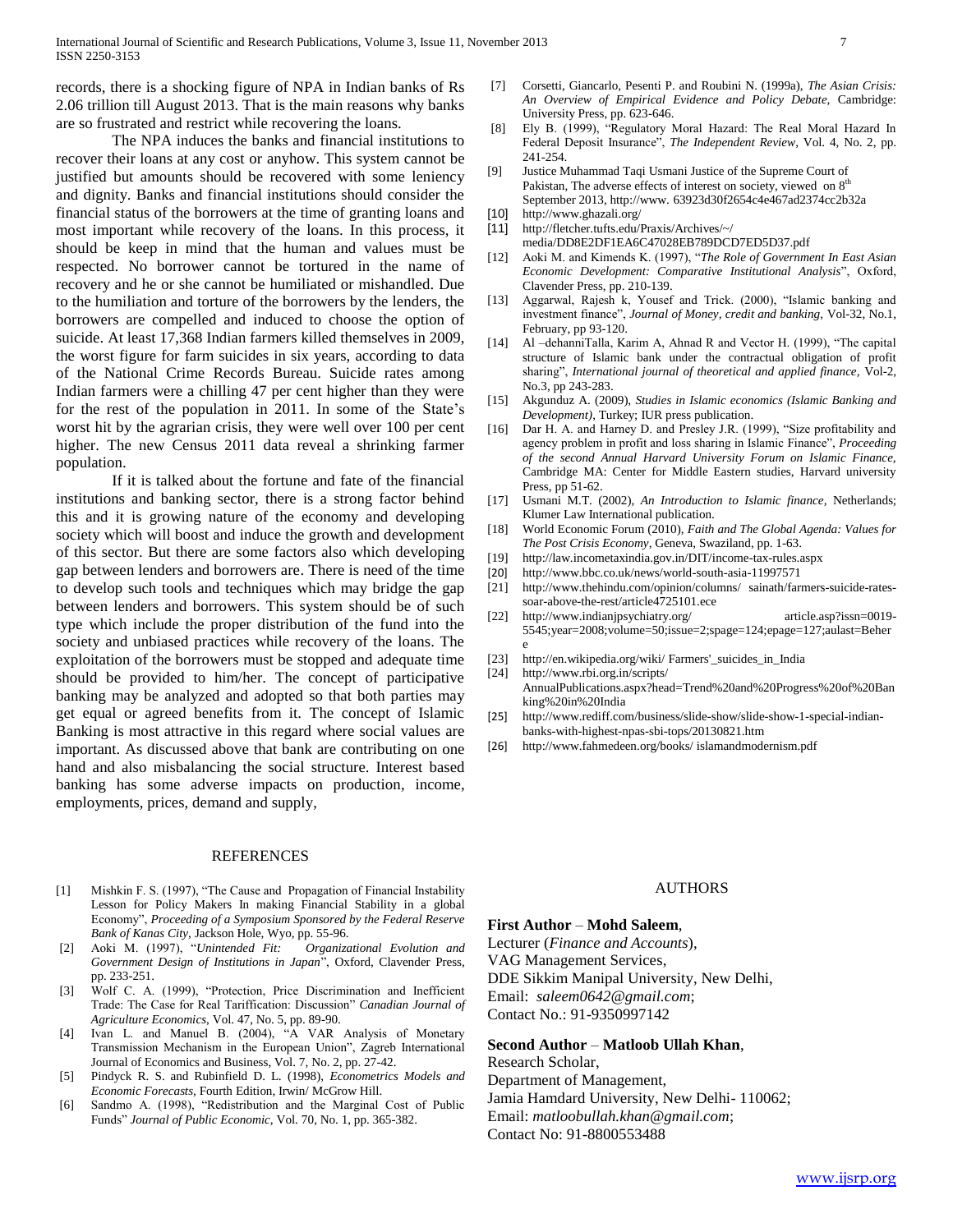records, there is a shocking figure of NPA in Indian banks of Rs 2.06 trillion till August 2013. That is the main reasons why banks are so frustrated and restrict while recovering the loans.

The NPA induces the banks and financial institutions to recover their loans at any cost or anyhow. This system cannot be justified but amounts should be recovered with some leniency and dignity. Banks and financial institutions should consider the financial status of the borrowers at the time of granting loans and most important while recovery of the loans. In this process, it should be keep in mind that the human and values must be respected. No borrower cannot be tortured in the name of recovery and he or she cannot be humiliated or mishandled. Due to the humiliation and torture of the borrowers by the lenders, the borrowers are compelled and induced to choose the option of suicide. At least 17,368 Indian farmers killed themselves in 2009, the worst figure for farm suicides in six years, according to data of the National Crime Records Bureau. Suicide rates among Indian farmers were a chilling 47 per cent higher than they were for the rest of the population in 2011. In some of the State's worst hit by the agrarian crisis, they were well over 100 per cent higher. The new Census 2011 data reveal a shrinking farmer population.

If it is talked about the fortune and fate of the financial institutions and banking sector, there is a strong factor behind this and it is growing nature of the economy and developing society which will boost and induce the growth and development of this sector. But there are some factors also which developing gap between lenders and borrowers are. There is need of the time to develop such tools and techniques which may bridge the gap between lenders and borrowers. This system should be of such type which include the proper distribution of the fund into the society and unbiased practices while recovery of the loans. The exploitation of the borrowers must be stopped and adequate time should be provided to him/her. The concept of participative banking may be analyzed and adopted so that both parties may get equal or agreed benefits from it. The concept of Islamic Banking is most attractive in this regard where social values are important. As discussed above that bank are contributing on one hand and also misbalancing the social structure. Interest based banking has some adverse impacts on production, income, employments, prices, demand and supply,

## REFERENCES

[1] Mishkin F. S. (1997), "The Cause and Propagation of Financial Instability Lesson for Policy Makers In making Financial Stability in a global Economy", *Proceeding of a Symposium Sponsored by the Federal Reserve Bank of Kanas City*, Jackson Hole, Wyo, pp. 55-96.

[2] Aoki M. (1997), "*Unintended Fit: Organizational Evolution and Government Design of Institutions in Japan*", Oxford, Clavender Press, pp. 233-251.

[3] Wolf C. A. (1999), "Protection, Price Discrimination and Inefficient Trade: The Case for Real Tariffication: Discussion" *Canadian Journal of Agriculture Economics*, Vol. 47, No. 5, pp. 89-90.

[4] Ivan L. and Manuel B. (2004), "A VAR Analysis of Monetary Transmission Mechanism in the European Union", Zagreb International Journal of Economics and Business, Vol. 7, No. 2, pp. 27-42.

[5] Pindyck R. S. and Rubinfield D. L. (1998), *Econometrics Models and Economic Forecasts*, Fourth Edition, Irwin/ McGrow Hill.

[6] Sandmo A. (1998), "Redistribution and the Marginal Cost of Public Funds" *Journal of Public Economic*, Vol. 70, No. 1, pp. 365-382.

[7] Corsetti, Giancarlo, Pesenti P. and Roubini N. (1999a), *The Asian Crisis: An Overview of Empirical Evidence and Policy Debate*, Cambridge: University Press, pp. 623-646.

[8] Ely B. (1999), "Regulatory Moral Hazard: The Real Moral Hazard In Federal Deposit Insurance", *The Independent Review*, Vol. 4, No. 2, pp. 241-254.

[9] Justice Muhammad Taqi Usmani Justice of the Supreme Court of Pakistan, The adverse effects of interest on society, viewed on 8th September 2013, http://www. 63923d30f2654c4e467ad2374cc2b32a

[10] http://www.ghazali.org/

[11] http://fletcher.tufts.edu/Praxis/Archives/~/ media/DD8E2DF1EA6C47028EB789DCD7ED5D37.pdf

[12] Aoki M. and Kimends K. (1997), "*The Role of Government In East Asian Economic Development: Comparative Institutional Analysis*", Oxford, Clavender Press, pp. 210-139.

[13] Aggarwal, Rajesh k, Yousef and Trick. (2000), "Islamic banking and investment finance", *Journal of Money, credit and banking*, Vol-32, No.1, February, pp 93-120.

[14] Al –dehanniTalla, Karim A, Ahnad R and Vector H. (1999), "The capital structure of Islamic bank under the contractual obligation of profit sharing", *International journal of theoretical and applied finance*, Vol-2, No.3, pp 243-283.

[15] Akgunduz A. (2009), *Studies in Islamic economics (Islamic Banking and Development)*, Turkey; IUR press publication.

[16] Dar H. A. and Harney D. and Presley J.R. (1999), "Size profitability and agency problem in profit and loss sharing in Islamic Finance", *Proceeding of the second Annual Harvard University Forum on Islamic Finance*, Cambridge MA: Center for Middle Eastern studies, Harvard university Press, pp 51-62.

[17] Usmani M.T. (2002), *An Introduction to Islamic finance*, Netherlands; Klumer Law International publication.

[18] World Economic Forum (2010), *Faith and The Global Agenda: Values for The Post Crisis Economy*, Geneva, Swaziland, pp. 1-63.

[19] http://law.incometaxindia.gov.in/DIT/income-tax-rules.aspx

[20] http://www.bbc.co.uk/news/world-south-asia-11997571

[21] http://www.thehindu.com/opinion/columns/ sainath/farmers-suicide-rates-soar-above-the-rest/article4725101.ece

[22] http://www.indianjpsychiatry.org/ article.asp?issn=0019-5545;year=2008;volume=50;issue=2;spage=124;epage=127;aulast=Behere

[23] http://en.wikipedia.org/wiki/ Farmers'_suicides_in_India

[24] http://www.rbi.org.in/scripts/ AnnualPublications.aspx?head=Trend%20and%20Progress%20of%20Banking%20in%20India

[25] http://www.rediff.com/business/slide-show/slide-show-1-special-indian-banks-with-highest-npas-sbi-tops/20130821.htm

[26] http://www.fahmedeen.org/books/ islamandmodernism.pdf

## AUTHORS

**First Author** – **Mohd Saleem**, Lecturer (*Finance and Accounts*), VAG Management Services, DDE Sikkim Manipal University, New Delhi, Email: *saleem0642@gmail.com*; Contact No.: 91-9350997142

**Second Author** – **Matloob Ullah Khan**, Research Scholar, Department of Management, Jamia Hamdard University, New Delhi- 110062; Email: *matloobullah.khan@gmail.com*; Contact No: 91-8800553488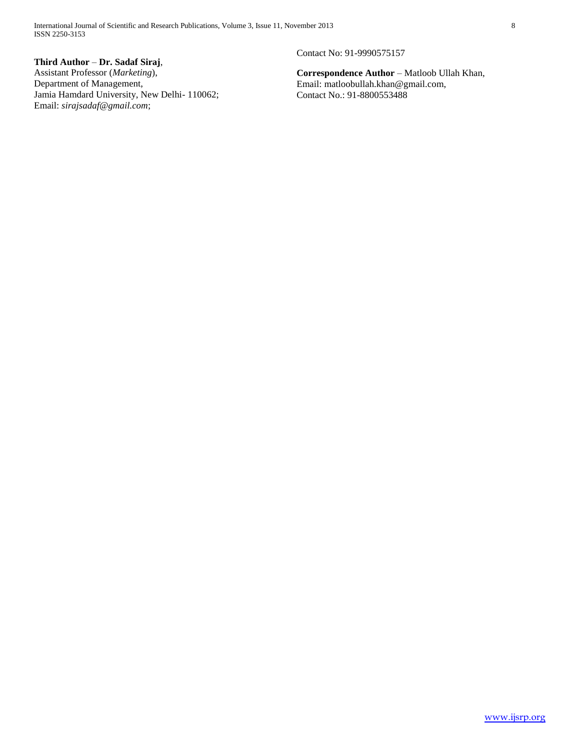**Third Author** – **Dr. Sadaf Siraj**,
Assistant Professor (*Marketing*),
Department of Management,
Jamia Hamdard University, New Delhi- 110062;
Email: *sirajsadaf@gmail.com*;
Contact No: 91-9990575157

**Correspondence Author** – Matloob Ullah Khan,
Email: matloobullah.khan@gmail.com,
Contact No.: 91-8800553488